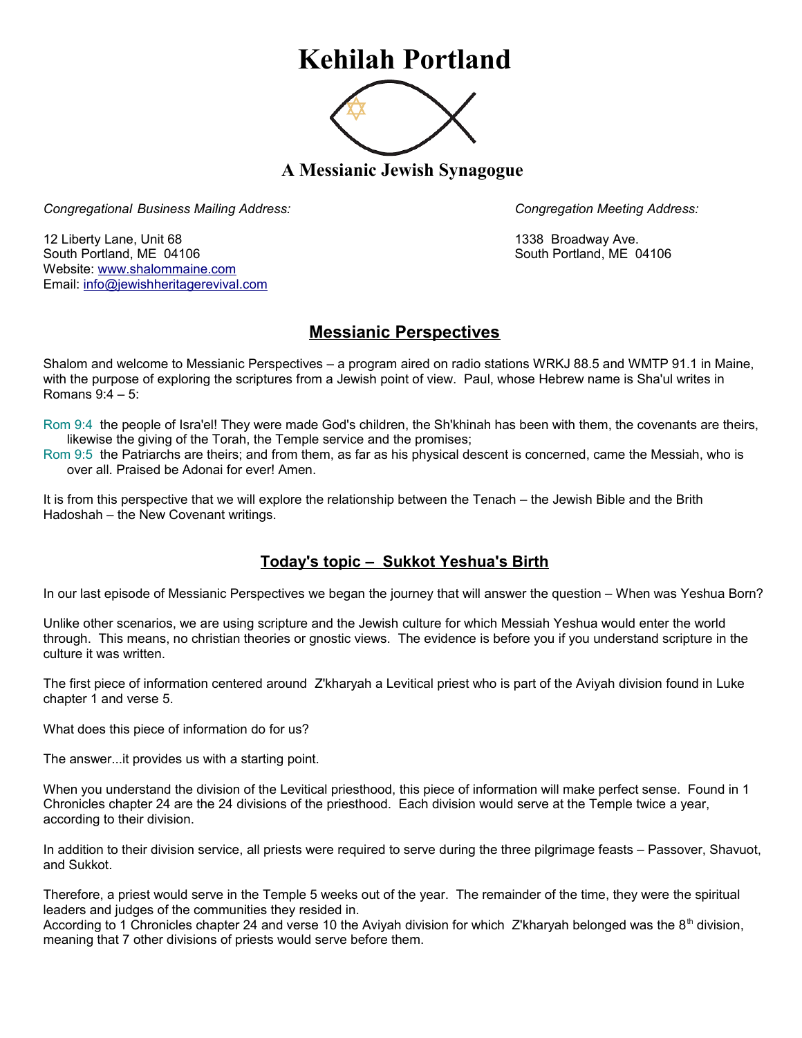# Kehilah Portland

## A Messianic Jewish Synagogue

*Congregational Business Mailing Address:*

12 Liberty Lane, Unit 68
South Portland, ME 04106
Website: www.shalommaine.com
Email: info@jewishheritagerevival.com

*Congregation Meeting Address:*

1338 Broadway Ave.
South Portland, ME 04106

## Messianic Perspectives

Shalom and welcome to Messianic Perspectives – a program aired on radio stations WRKJ 88.5 and WMTP 91.1 in Maine, with the purpose of exploring the scriptures from a Jewish point of view. Paul, whose Hebrew name is Sha'ul writes in Romans 9:4 – 5:

Rom 9:4 the people of Isra'el! They were made God's children, the Sh'khinah has been with them, the covenants are theirs, likewise the giving of the Torah, the Temple service and the promises;
Rom 9:5 the Patriarchs are theirs; and from them, as far as his physical descent is concerned, came the Messiah, who is over all. Praised be Adonai for ever! Amen.

It is from this perspective that we will explore the relationship between the Tenach – the Jewish Bible and the Brith Hadoshah – the New Covenant writings.

## Today's topic – Sukkot Yeshua's Birth

In our last episode of Messianic Perspectives we began the journey that will answer the question – When was Yeshua Born?

Unlike other scenarios, we are using scripture and the Jewish culture for which Messiah Yeshua would enter the world through. This means, no christian theories or gnostic views. The evidence is before you if you understand scripture in the culture it was written.

The first piece of information centered around Z'kharyah a Levitical priest who is part of the Aviyah division found in Luke chapter 1 and verse 5.

What does this piece of information do for us?

The answer...it provides us with a starting point.

When you understand the division of the Levitical priesthood, this piece of information will make perfect sense. Found in 1 Chronicles chapter 24 are the 24 divisions of the priesthood. Each division would serve at the Temple twice a year, according to their division.

In addition to their division service, all priests were required to serve during the three pilgrimage feasts – Passover, Shavuot, and Sukkot.

Therefore, a priest would serve in the Temple 5 weeks out of the year. The remainder of the time, they were the spiritual leaders and judges of the communities they resided in.
According to 1 Chronicles chapter 24 and verse 10 the Aviyah division for which Z'kharyah belonged was the 8th division, meaning that 7 other divisions of priests would serve before them.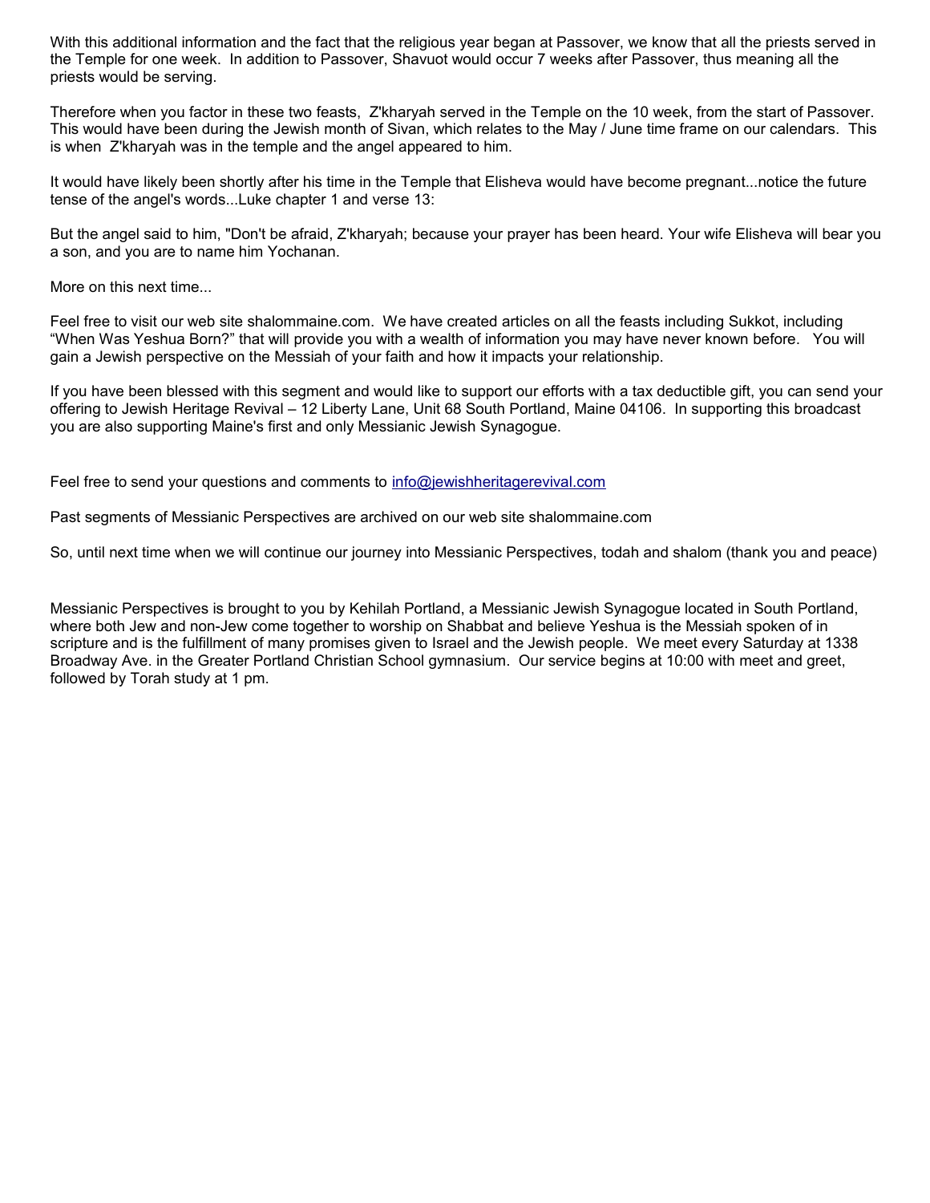With this additional information and the fact that the religious year began at Passover, we know that all the priests served in the Temple for one week. In addition to Passover, Shavuot would occur 7 weeks after Passover, thus meaning all the priests would be serving.

Therefore when you factor in these two feasts, Z'kharyah served in the Temple on the 10 week, from the start of Passover. This would have been during the Jewish month of Sivan, which relates to the May / June time frame on our calendars. This is when Z'kharyah was in the temple and the angel appeared to him.

It would have likely been shortly after his time in the Temple that Elisheva would have become pregnant...notice the future tense of the angel's words...Luke chapter 1 and verse 13:

But the angel said to him, "Don't be afraid, Z'kharyah; because your prayer has been heard. Your wife Elisheva will bear you a son, and you are to name him Yochanan.

More on this next time...

Feel free to visit our web site shalommaine.com. We have created articles on all the feasts including Sukkot, including "When Was Yeshua Born?" that will provide you with a wealth of information you may have never known before. You will gain a Jewish perspective on the Messiah of your faith and how it impacts your relationship.

If you have been blessed with this segment and would like to support our efforts with a tax deductible gift, you can send your offering to Jewish Heritage Revival – 12 Liberty Lane, Unit 68 South Portland, Maine 04106. In supporting this broadcast you are also supporting Maine's first and only Messianic Jewish Synagogue.

Feel free to send your questions and comments to info@jewishheritagerevival.com

Past segments of Messianic Perspectives are archived on our web site shalommaine.com

So, until next time when we will continue our journey into Messianic Perspectives, todah and shalom (thank you and peace)

Messianic Perspectives is brought to you by Kehilah Portland, a Messianic Jewish Synagogue located in South Portland, where both Jew and non-Jew come together to worship on Shabbat and believe Yeshua is the Messiah spoken of in scripture and is the fulfillment of many promises given to Israel and the Jewish people. We meet every Saturday at 1338 Broadway Ave. in the Greater Portland Christian School gymnasium. Our service begins at 10:00 with meet and greet, followed by Torah study at 1 pm.